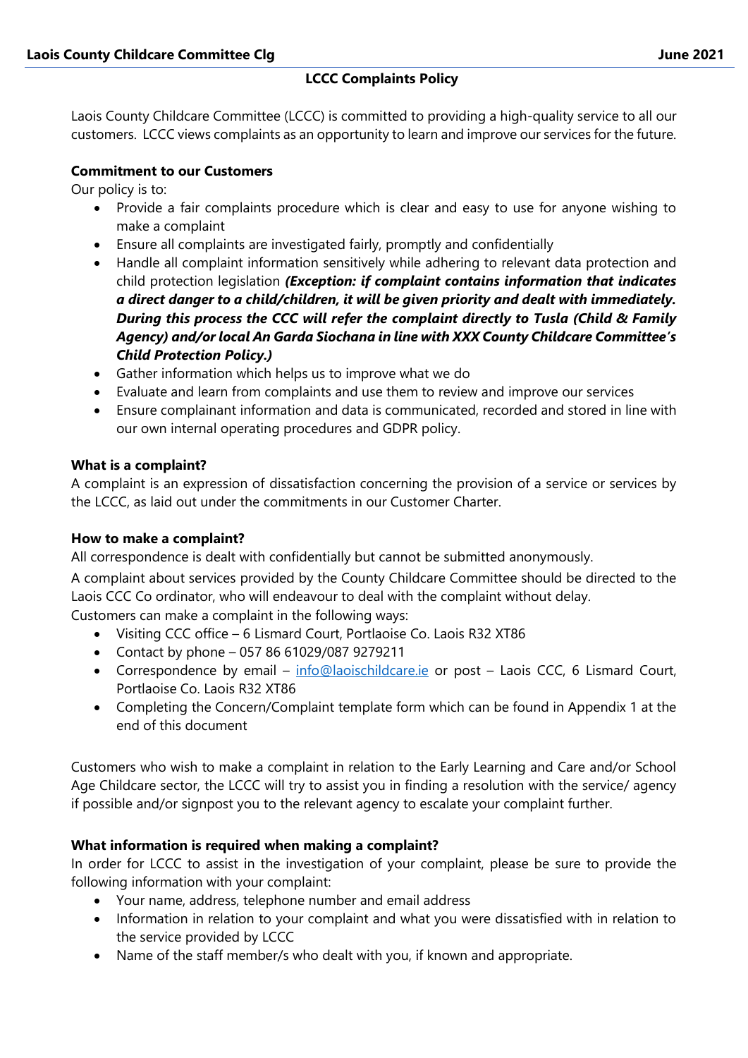## LCCC Complaints Policy

Laois County Childcare Committee (LCCC) is committed to providing a high-quality service to all our customers. LCCC views complaints as an opportunity to learn and improve our services for the future.

**Commitment to our Customers**

Our policy is to:

- Provide a fair complaints procedure which is clear and easy to use for anyone wishing to make a complaint
- Ensure all complaints are investigated fairly, promptly and confidentially
- Handle all complaint information sensitively while adhering to relevant data protection and child protection legislation ***(Exception: if complaint contains information that indicates a direct danger to a child/children, it will be given priority and dealt with immediately. During this process the CCC will refer the complaint directly to Tusla (Child & Family Agency) and/or local An Garda Siochana in line with XXX County Childcare Committee's Child Protection Policy.)***
- Gather information which helps us to improve what we do
- Evaluate and learn from complaints and use them to review and improve our services
- Ensure complainant information and data is communicated, recorded and stored in line with our own internal operating procedures and GDPR policy.

**What is a complaint?**

A complaint is an expression of dissatisfaction concerning the provision of a service or services by the LCCC, as laid out under the commitments in our Customer Charter.

**How to make a complaint?**

All correspondence is dealt with confidentially but cannot be submitted anonymously.

A complaint about services provided by the County Childcare Committee should be directed to the Laois CCC Co ordinator, who will endeavour to deal with the complaint without delay.

Customers can make a complaint in the following ways:

- Visiting CCC office – 6 Lismard Court, Portlaoise Co. Laois R32 XT86
- Contact by phone – 057 86 61029/087 9279211
- Correspondence by email – info@laoischildcare.ie or post – Laois CCC, 6 Lismard Court, Portlaoise Co. Laois R32 XT86
- Completing the Concern/Complaint template form which can be found in Appendix 1 at the end of this document

Customers who wish to make a complaint in relation to the Early Learning and Care and/or School Age Childcare sector, the LCCC will try to assist you in finding a resolution with the service/ agency if possible and/or signpost you to the relevant agency to escalate your complaint further.

**What information is required when making a complaint?**

In order for LCCC to assist in the investigation of your complaint, please be sure to provide the following information with your complaint:

- Your name, address, telephone number and email address
- Information in relation to your complaint and what you were dissatisfied with in relation to the service provided by LCCC
- Name of the staff member/s who dealt with you, if known and appropriate.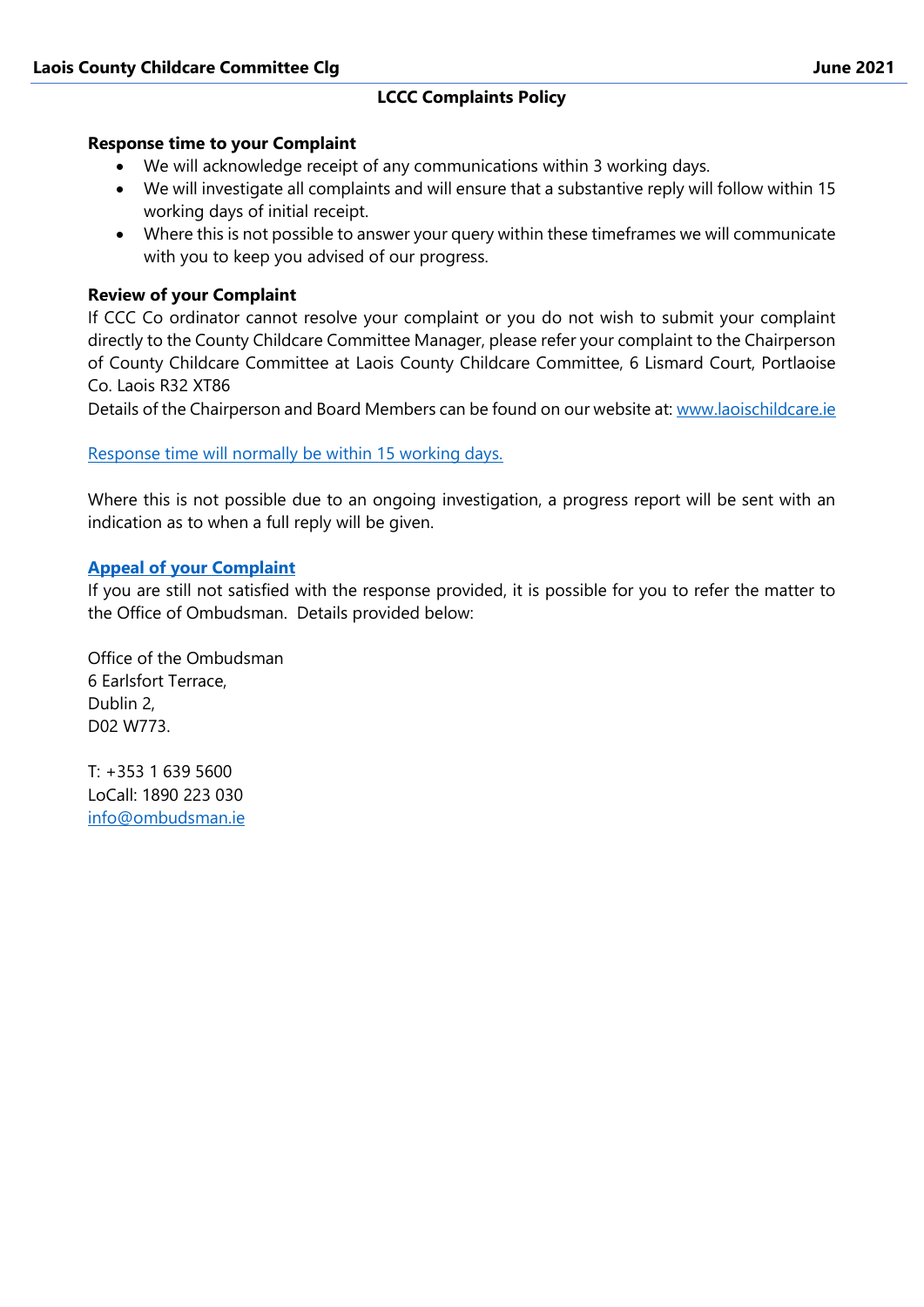**LCCC Complaints Policy**

**Response time to your Complaint**

- We will acknowledge receipt of any communications within 3 working days.
- We will investigate all complaints and will ensure that a substantive reply will follow within 15 working days of initial receipt.
- Where this is not possible to answer your query within these timeframes we will communicate with you to keep you advised of our progress.

**Review of your Complaint**

If CCC Co ordinator cannot resolve your complaint or you do not wish to submit your complaint directly to the County Childcare Committee Manager, please refer your complaint to the Chairperson of County Childcare Committee at Laois County Childcare Committee, 6 Lismard Court, Portlaoise Co. Laois R32 XT86

Details of the Chairperson and Board Members can be found on our website at: www.laoischildcare.ie

Response time will normally be within 15 working days.

Where this is not possible due to an ongoing investigation, a progress report will be sent with an indication as to when a full reply will be given.

**Appeal of your Complaint**

If you are still not satisfied with the response provided, it is possible for you to refer the matter to the Office of Ombudsman. Details provided below:

Office of the Ombudsman
6 Earlsfort Terrace,
Dublin 2,
D02 W773.

T: +353 1 639 5600
LoCall: 1890 223 030
info@ombudsman.ie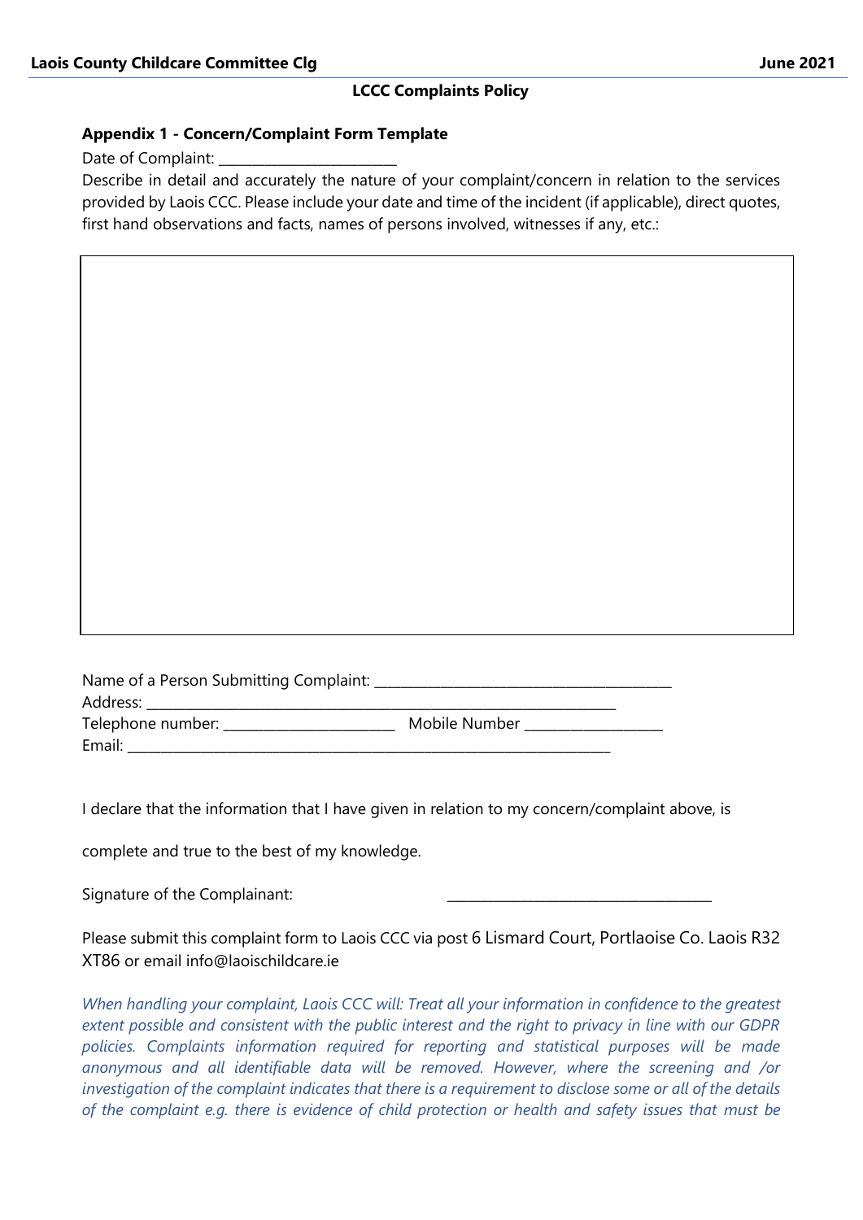**LCCC Complaints Policy**

**Appendix 1 - Concern/Complaint Form Template**

Date of Complaint: ________________________

Describe in detail and accurately the nature of your complaint/concern in relation to the services provided by Laois CCC. Please include your date and time of the incident (if applicable), direct quotes, first hand observations and facts, names of persons involved, witnesses if any, etc.:

|   |
|---|
|   |

Name of a Person Submitting Complaint: ________________________________________

Address: ________________________________________________________________

Telephone number: ________________________ Mobile Number ___________________

Email: __________________________________________________________________

I declare that the information that I have given in relation to my concern/complaint above, is

complete and true to the best of my knowledge.

Signature of the Complainant: ____________________________________

Please submit this complaint form to Laois CCC via post 6 Lismard Court, Portlaoise Co. Laois R32 XT86 or email info@laoischildcare.ie

*When handling your complaint, Laois CCC will: Treat all your information in confidence to the greatest extent possible and consistent with the public interest and the right to privacy in line with our GDPR policies. Complaints information required for reporting and statistical purposes will be made anonymous and all identifiable data will be removed. However, where the screening and /or investigation of the complaint indicates that there is a requirement to disclose some or all of the details of the complaint e.g. there is evidence of child protection or health and safety issues that must be*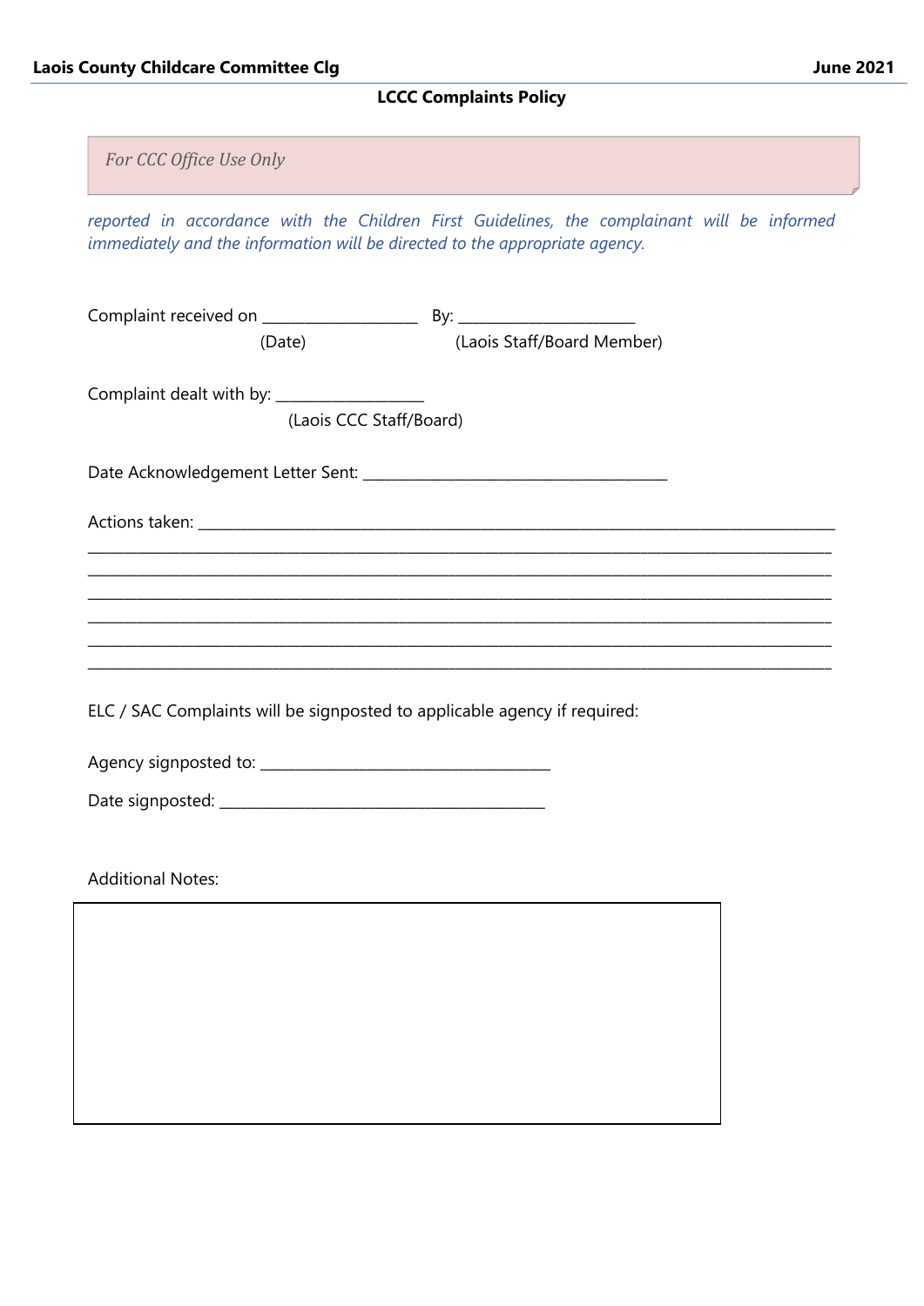## LCCC Complaints Policy

*For CCC Office Use Only*

*reported in accordance with the Children First Guidelines, the complainant will be informed immediately and the information will be directed to the appropriate agency.*

Complaint received on __________________ By: _____________________
(Date) (Laois Staff/Board Member)

Complaint dealt with by: _________________
(Laois CCC Staff/Board)

Date Acknowledgement Letter Sent: ____________________________________

Actions taken: ___________________________________________________________________________
___________________________________________________________________________________________
___________________________________________________________________________________________
___________________________________________________________________________________________
___________________________________________________________________________________________
___________________________________________________________________________________________
___________________________________________________________________________________________

ELC / SAC Complaints will be signposted to applicable agency if required:

Agency signposted to: ___________________________________

Date signposted: _______________________________________

Additional Notes: